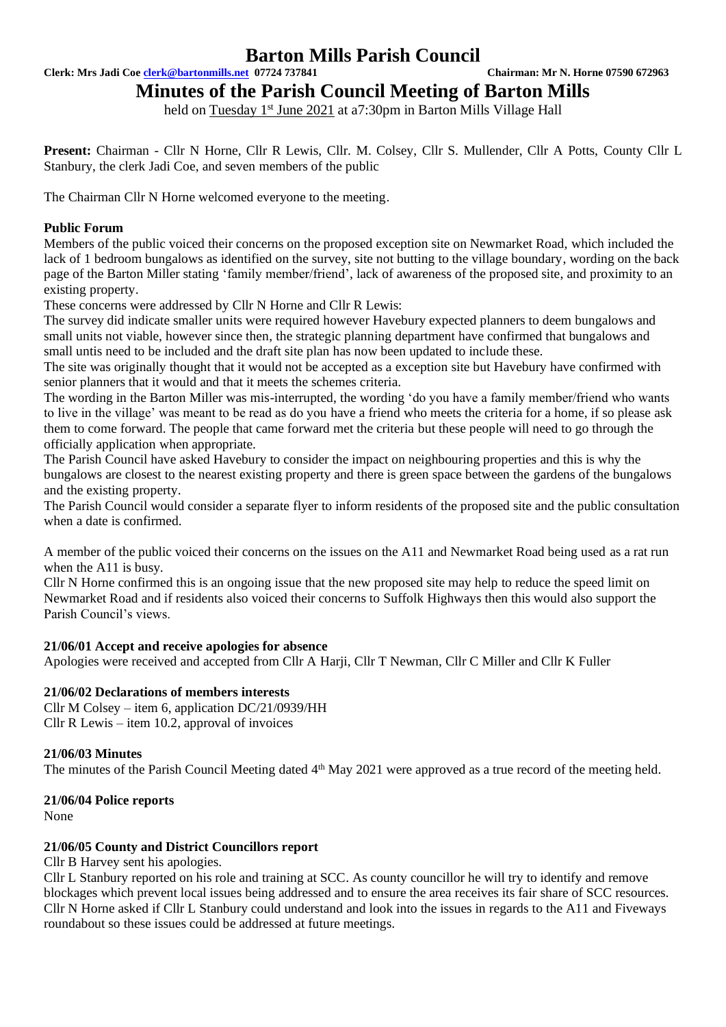# Barton Mills Parish Council

**Clerk: Mrs Jadi Coe clerk@bartonmills.net 07724 737841 Chairman: Mr N. Horne 07590 672963**

## Minutes of the Parish Council Meeting of Barton Mills

held on Tuesday 1st June 2021 at a7:30pm in Barton Mills Village Hall

**Present:** Chairman - Cllr N Horne, Cllr R Lewis, Cllr. M. Colsey, Cllr S. Mullender, Cllr A Potts, County Cllr L Stanbury, the clerk Jadi Coe, and seven members of the public

The Chairman Cllr N Horne welcomed everyone to the meeting.

### Public Forum

Members of the public voiced their concerns on the proposed exception site on Newmarket Road, which included the lack of 1 bedroom bungalows as identified on the survey, site not butting to the village boundary, wording on the back page of the Barton Miller stating 'family member/friend', lack of awareness of the proposed site, and proximity to an existing property.

These concerns were addressed by Cllr N Horne and Cllr R Lewis:

The survey did indicate smaller units were required however Havebury expected planners to deem bungalows and small units not viable, however since then, the strategic planning department have confirmed that bungalows and small untis need to be included and the draft site plan has now been updated to include these.

The site was originally thought that it would not be accepted as a exception site but Havebury have confirmed with senior planners that it would and that it meets the schemes criteria.

The wording in the Barton Miller was mis-interrupted, the wording 'do you have a family member/friend who wants to live in the village' was meant to be read as do you have a friend who meets the criteria for a home, if so please ask them to come forward. The people that came forward met the criteria but these people will need to go through the officially application when appropriate.

The Parish Council have asked Havebury to consider the impact on neighbouring properties and this is why the bungalows are closest to the nearest existing property and there is green space between the gardens of the bungalows and the existing property.

The Parish Council would consider a separate flyer to inform residents of the proposed site and the public consultation when a date is confirmed.

A member of the public voiced their concerns on the issues on the A11 and Newmarket Road being used as a rat run when the A11 is busy.

Cllr N Horne confirmed this is an ongoing issue that the new proposed site may help to reduce the speed limit on Newmarket Road and if residents also voiced their concerns to Suffolk Highways then this would also support the Parish Council's views.

### 21/06/01 Accept and receive apologies for absence

Apologies were received and accepted from Cllr A Harji, Cllr T Newman, Cllr C Miller and Cllr K Fuller

### 21/06/02 Declarations of members interests

Cllr M Colsey – item 6, application DC/21/0939/HH
Cllr R Lewis – item 10.2, approval of invoices

### 21/06/03 Minutes

The minutes of the Parish Council Meeting dated 4th May 2021 were approved as a true record of the meeting held.

### 21/06/04 Police reports

None

### 21/06/05 County and District Councillors report

Cllr B Harvey sent his apologies.

Cllr L Stanbury reported on his role and training at SCC. As county councillor he will try to identify and remove blockages which prevent local issues being addressed and to ensure the area receives its fair share of SCC resources. Cllr N Horne asked if Cllr L Stanbury could understand and look into the issues in regards to the A11 and Fiveways roundabout so these issues could be addressed at future meetings.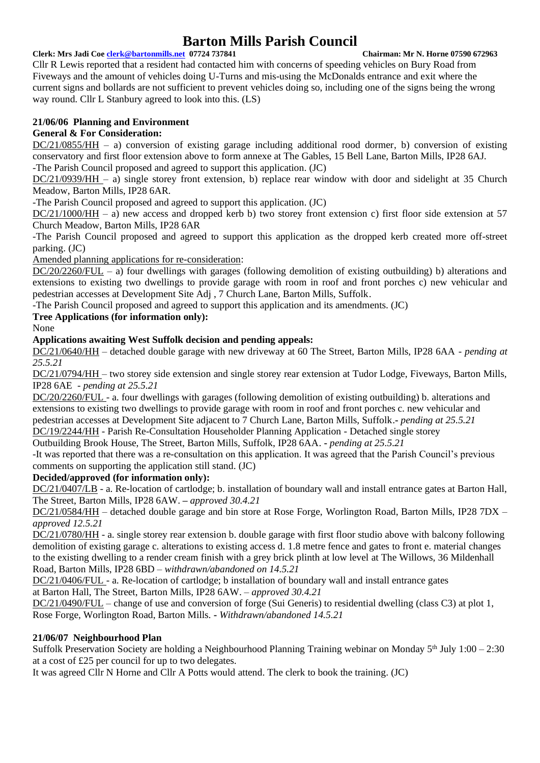Cllr R Lewis reported that a resident had contacted him with concerns of speeding vehicles on Bury Road from Fiveways and the amount of vehicles doing U-Turns and mis-using the McDonalds entrance and exit where the current signs and bollards are not sufficient to prevent vehicles doing so, including one of the signs being the wrong way round. Cllr L Stanbury agreed to look into this. (LS)

### 21/06/06 Planning and Environment

**General & For Consideration:**

DC/21/0855/HH – a) conversion of existing garage including additional rood dormer, b) conversion of existing conservatory and first floor extension above to form annexe at The Gables, 15 Bell Lane, Barton Mills, IP28 6AJ.

-The Parish Council proposed and agreed to support this application. (JC)

DC/21/0939/HH – a) single storey front extension, b) replace rear window with door and sidelight at 35 Church Meadow, Barton Mills, IP28 6AR.

-The Parish Council proposed and agreed to support this application. (JC)

DC/21/1000/HH – a) new access and dropped kerb b) two storey front extension c) first floor side extension at 57 Church Meadow, Barton Mills, IP28 6AR

-The Parish Council proposed and agreed to support this application as the dropped kerb created more off-street parking. (JC)

Amended planning applications for re-consideration:

DC/20/2260/FUL – a) four dwellings with garages (following demolition of existing outbuilding) b) alterations and extensions to existing two dwellings to provide garage with room in roof and front porches c) new vehicular and pedestrian accesses at Development Site Adj , 7 Church Lane, Barton Mills, Suffolk.

-The Parish Council proposed and agreed to support this application and its amendments. (JC)

**Tree Applications (for information only):**

None

**Applications awaiting West Suffolk decision and pending appeals:**

DC/21/0640/HH – detached double garage with new driveway at 60 The Street, Barton Mills, IP28 6AA - *pending at 25.5.21*

DC/21/0794/HH – two storey side extension and single storey rear extension at Tudor Lodge, Fiveways, Barton Mills, IP28 6AE - *pending at 25.5.21*

DC/20/2260/FUL - a. four dwellings with garages (following demolition of existing outbuilding) b. alterations and extensions to existing two dwellings to provide garage with room in roof and front porches c. new vehicular and pedestrian accesses at Development Site adjacent to 7 Church Lane, Barton Mills, Suffolk.- *pending at 25.5.21*

DC/19/2244/HH - Parish Re-Consultation Householder Planning Application - Detached single storey Outbuilding Brook House, The Street, Barton Mills, Suffolk, IP28 6AA. - *pending at 25.5.21*

-It was reported that there was a re-consultation on this application. It was agreed that the Parish Council's previous comments on supporting the application still stand. (JC)

**Decided/approved (for information only):**

DC/21/0407/LB - a. Re-location of cartlodge; b. installation of boundary wall and install entrance gates at Barton Hall, The Street, Barton Mills, IP28 6AW. – *approved 30.4.21*

DC/21/0584/HH – detached double garage and bin store at Rose Forge, Worlington Road, Barton Mills, IP28 7DX – *approved 12.5.21*

DC/21/0780/HH - a. single storey rear extension b. double garage with first floor studio above with balcony following demolition of existing garage c. alterations to existing access d. 1.8 metre fence and gates to front e. material changes to the existing dwelling to a render cream finish with a grey brick plinth at low level at The Willows, 36 Mildenhall Road, Barton Mills, IP28 6BD – *withdrawn/abandoned on 14.5.21*

DC/21/0406/FUL - a. Re-location of cartlodge; b installation of boundary wall and install entrance gates at Barton Hall, The Street, Barton Mills, IP28 6AW. – *approved 30.4.21*

DC/21/0490/FUL – change of use and conversion of forge (Sui Generis) to residential dwelling (class C3) at plot 1, Rose Forge, Worlington Road, Barton Mills. - *Withdrawn/abandoned 14.5.21*

### 21/06/07 Neighbourhood Plan

Suffolk Preservation Society are holding a Neighbourhood Planning Training webinar on Monday 5th July 1:00 – 2:30 at a cost of £25 per council for up to two delegates.

It was agreed Cllr N Horne and Cllr A Potts would attend. The clerk to book the training. (JC)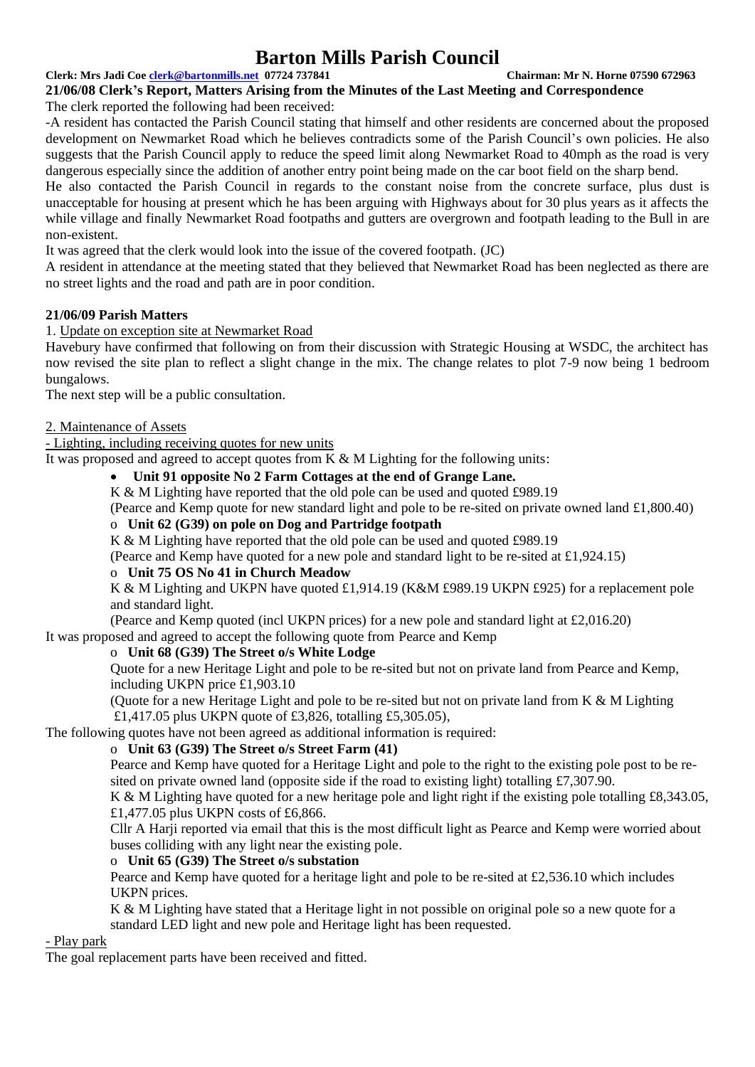# Barton Mills Parish Council

**Clerk: Mrs Jadi Coe clerk@bartonmills.net 07724 737841** **Chairman: Mr N. Horne 07590 672963**

**21/06/08 Clerk's Report, Matters Arising from the Minutes of the Last Meeting and Correspondence**

The clerk reported the following had been received:

-A resident has contacted the Parish Council stating that himself and other residents are concerned about the proposed development on Newmarket Road which he believes contradicts some of the Parish Council's own policies. He also suggests that the Parish Council apply to reduce the speed limit along Newmarket Road to 40mph as the road is very dangerous especially since the addition of another entry point being made on the car boot field on the sharp bend.

He also contacted the Parish Council in regards to the constant noise from the concrete surface, plus dust is unacceptable for housing at present which he has been arguing with Highways about for 30 plus years as it affects the while village and finally Newmarket Road footpaths and gutters are overgrown and footpath leading to the Bull in are non-existent.

It was agreed that the clerk would look into the issue of the covered footpath. (JC)

A resident in attendance at the meeting stated that they believed that Newmarket Road has been neglected as there are no street lights and the road and path are in poor condition.

**21/06/09 Parish Matters**

1. Update on exception site at Newmarket Road

Havebury have confirmed that following on from their discussion with Strategic Housing at WSDC, the architect has now revised the site plan to reflect a slight change in the mix. The change relates to plot 7-9 now being 1 bedroom bungalows.

The next step will be a public consultation.

2. Maintenance of Assets

- Lighting, including receiving quotes for new units

It was proposed and agreed to accept quotes from K & M Lighting for the following units:

- **Unit 91 opposite No 2 Farm Cottages at the end of Grange Lane.**
  K & M Lighting have reported that the old pole can be used and quoted £989.19
  (Pearce and Kemp quote for new standard light and pole to be re-sited on private owned land £1,800.40)
- **Unit 62 (G39) on pole on Dog and Partridge footpath**
  K & M Lighting have reported that the old pole can be used and quoted £989.19
  (Pearce and Kemp have quoted for a new pole and standard light to be re-sited at £1,924.15)
- **Unit 75 OS No 41 in Church Meadow**
  K & M Lighting and UKPN have quoted £1,914.19 (K&M £989.19 UKPN £925) for a replacement pole and standard light.
  (Pearce and Kemp quoted (incl UKPN prices) for a new pole and standard light at £2,016.20)

It was proposed and agreed to accept the following quote from Pearce and Kemp

- **Unit 68 (G39) The Street o/s White Lodge**
  Quote for a new Heritage Light and pole to be re-sited but not on private land from Pearce and Kemp, including UKPN price £1,903.10
  (Quote for a new Heritage Light and pole to be re-sited but not on private land from K & M Lighting £1,417.05 plus UKPN quote of £3,826, totalling £5,305.05),

The following quotes have not been agreed as additional information is required:

- **Unit 63 (G39) The Street o/s Street Farm (41)**
  Pearce and Kemp have quoted for a Heritage Light and pole to the right to the existing pole post to be re-sited on private owned land (opposite side if the road to existing light) totalling £7,307.90.
  K & M Lighting have quoted for a new heritage pole and light right if the existing pole totalling £8,343.05, £1,477.05 plus UKPN costs of £6,866.
  Cllr A Harji reported via email that this is the most difficult light as Pearce and Kemp were worried about buses colliding with any light near the existing pole.
- **Unit 65 (G39) The Street o/s substation**
  Pearce and Kemp have quoted for a heritage light and pole to be re-sited at £2,536.10 which includes UKPN prices.
  K & M Lighting have stated that a Heritage light in not possible on original pole so a new quote for a standard LED light and new pole and Heritage light has been requested.

- Play park

The goal replacement parts have been received and fitted.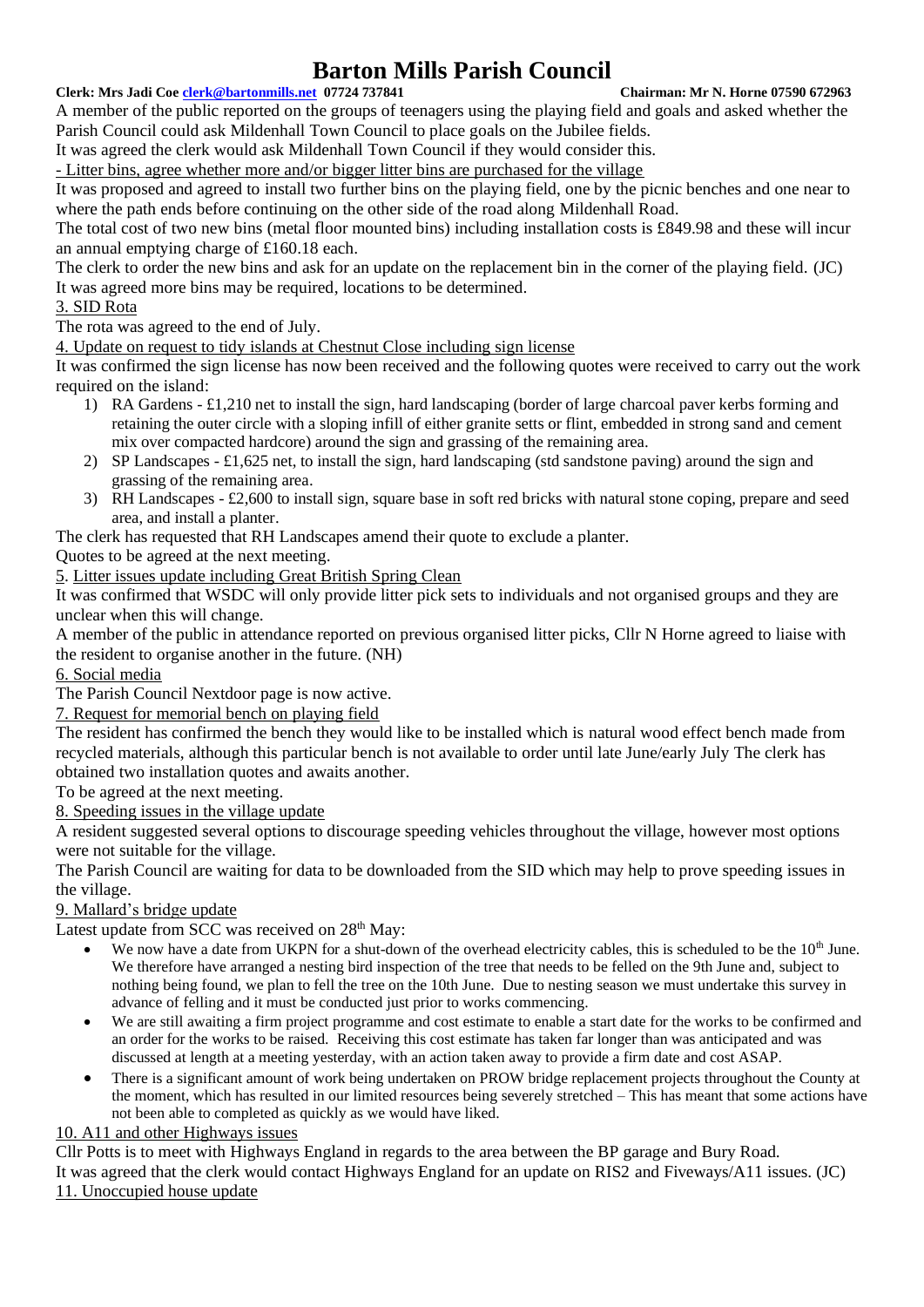# Barton Mills Parish Council

**Clerk: Mrs Jadi Coe clerk@bartonmills.net 07724 737841 Chairman: Mr N. Horne 07590 672963**

A member of the public reported on the groups of teenagers using the playing field and goals and asked whether the Parish Council could ask Mildenhall Town Council to place goals on the Jubilee fields.

It was agreed the clerk would ask Mildenhall Town Council if they would consider this.

- Litter bins, agree whether more and/or bigger litter bins are purchased for the village

It was proposed and agreed to install two further bins on the playing field, one by the picnic benches and one near to where the path ends before continuing on the other side of the road along Mildenhall Road.

The total cost of two new bins (metal floor mounted bins) including installation costs is £849.98 and these will incur an annual emptying charge of £160.18 each.

The clerk to order the new bins and ask for an update on the replacement bin in the corner of the playing field. (JC)

It was agreed more bins may be required, locations to be determined.

3. SID Rota

The rota was agreed to the end of July.

4. Update on request to tidy islands at Chestnut Close including sign license

It was confirmed the sign license has now been received and the following quotes were received to carry out the work required on the island:

1) RA Gardens - £1,210 net to install the sign, hard landscaping (border of large charcoal paver kerbs forming and retaining the outer circle with a sloping infill of either granite setts or flint, embedded in strong sand and cement mix over compacted hardcore) around the sign and grassing of the remaining area.
2) SP Landscapes - £1,625 net, to install the sign, hard landscaping (std sandstone paving) around the sign and grassing of the remaining area.
3) RH Landscapes - £2,600 to install sign, square base in soft red bricks with natural stone coping, prepare and seed area, and install a planter.

The clerk has requested that RH Landscapes amend their quote to exclude a planter.

Quotes to be agreed at the next meeting.

5. Litter issues update including Great British Spring Clean

It was confirmed that WSDC will only provide litter pick sets to individuals and not organised groups and they are unclear when this will change.

A member of the public in attendance reported on previous organised litter picks, Cllr N Horne agreed to liaise with the resident to organise another in the future. (NH)

6. Social media

The Parish Council Nextdoor page is now active.

7. Request for memorial bench on playing field

The resident has confirmed the bench they would like to be installed which is natural wood effect bench made from recycled materials, although this particular bench is not available to order until late June/early July The clerk has obtained two installation quotes and awaits another.

To be agreed at the next meeting.

8. Speeding issues in the village update

A resident suggested several options to discourage speeding vehicles throughout the village, however most options were not suitable for the village.

The Parish Council are waiting for data to be downloaded from the SID which may help to prove speeding issues in the village.

9. Mallard's bridge update

Latest update from SCC was received on 28th May:

- We now have a date from UKPN for a shut-down of the overhead electricity cables, this is scheduled to be the 10th June. We therefore have arranged a nesting bird inspection of the tree that needs to be felled on the 9th June and, subject to nothing being found, we plan to fell the tree on the 10th June. Due to nesting season we must undertake this survey in advance of felling and it must be conducted just prior to works commencing.
- We are still awaiting a firm project programme and cost estimate to enable a start date for the works to be confirmed and an order for the works to be raised. Receiving this cost estimate has taken far longer than was anticipated and was discussed at length at a meeting yesterday, with an action taken away to provide a firm date and cost ASAP.
- There is a significant amount of work being undertaken on PROW bridge replacement projects throughout the County at the moment, which has resulted in our limited resources being severely stretched – This has meant that some actions have not been able to completed as quickly as we would have liked.

10. A11 and other Highways issues

Cllr Potts is to meet with Highways England in regards to the area between the BP garage and Bury Road.

It was agreed that the clerk would contact Highways England for an update on RIS2 and Fiveways/A11 issues. (JC)

11. Unoccupied house update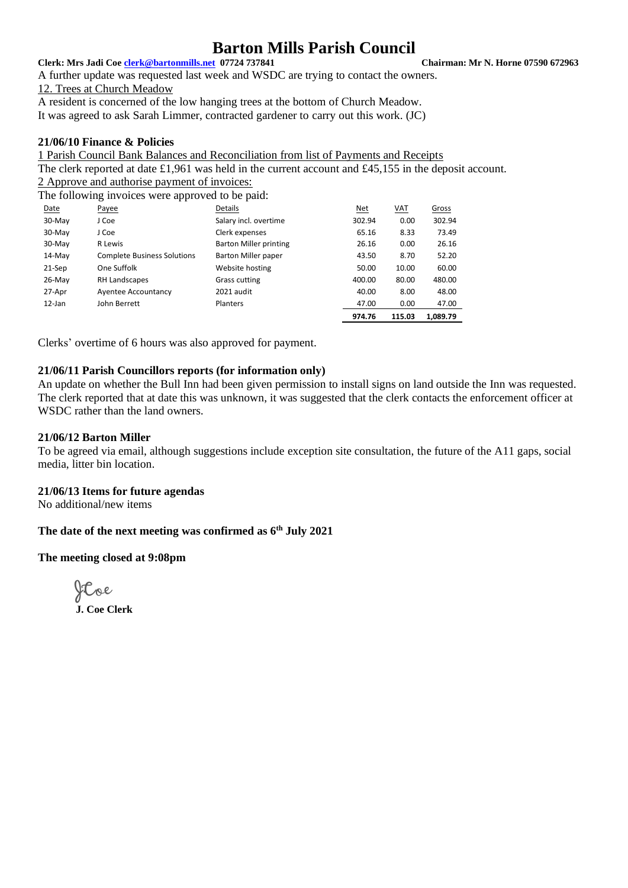A further update was requested last week and WSDC are trying to contact the owners.

12. Trees at Church Meadow

A resident is concerned of the low hanging trees at the bottom of Church Meadow.

It was agreed to ask Sarah Limmer, contracted gardener to carry out this work. (JC)

**21/06/10 Finance & Policies**

1 Parish Council Bank Balances and Reconciliation from list of Payments and Receipts

The clerk reported at date £1,961 was held in the current account and £45,155 in the deposit account.

2 Approve and authorise payment of invoices:

The following invoices were approved to be paid:

| Date | Payee | Details | Net | VAT | Gross |
|---|---|---|---|---|---|
| 30-May | J Coe | Salary incl. overtime | 302.94 | 0.00 | 302.94 |
| 30-May | J Coe | Clerk expenses | 65.16 | 8.33 | 73.49 |
| 30-May | R Lewis | Barton Miller printing | 26.16 | 0.00 | 26.16 |
| 14-May | Complete Business Solutions | Barton Miller paper | 43.50 | 8.70 | 52.20 |
| 21-Sep | One Suffolk | Website hosting | 50.00 | 10.00 | 60.00 |
| 26-May | RH Landscapes | Grass cutting | 400.00 | 80.00 | 480.00 |
| 27-Apr | Ayentee Accountancy | 2021 audit | 40.00 | 8.00 | 48.00 |
| 12-Jan | John Berrett | Planters | 47.00 | 0.00 | 47.00 |
| | | | **974.76** | **115.03** | **1,089.79** |

Clerks' overtime of 6 hours was also approved for payment.

**21/06/11 Parish Councillors reports (for information only)**

An update on whether the Bull Inn had been given permission to install signs on land outside the Inn was requested. The clerk reported that at date this was unknown, it was suggested that the clerk contacts the enforcement officer at WSDC rather than the land owners.

**21/06/12 Barton Miller**

To be agreed via email, although suggestions include exception site consultation, the future of the A11 gaps, social media, litter bin location.

**21/06/13 Items for future agendas**

No additional/new items

**The date of the next meeting was confirmed as 6th July 2021**

**The meeting closed at 9:08pm**

JCoe

**J. Coe Clerk**